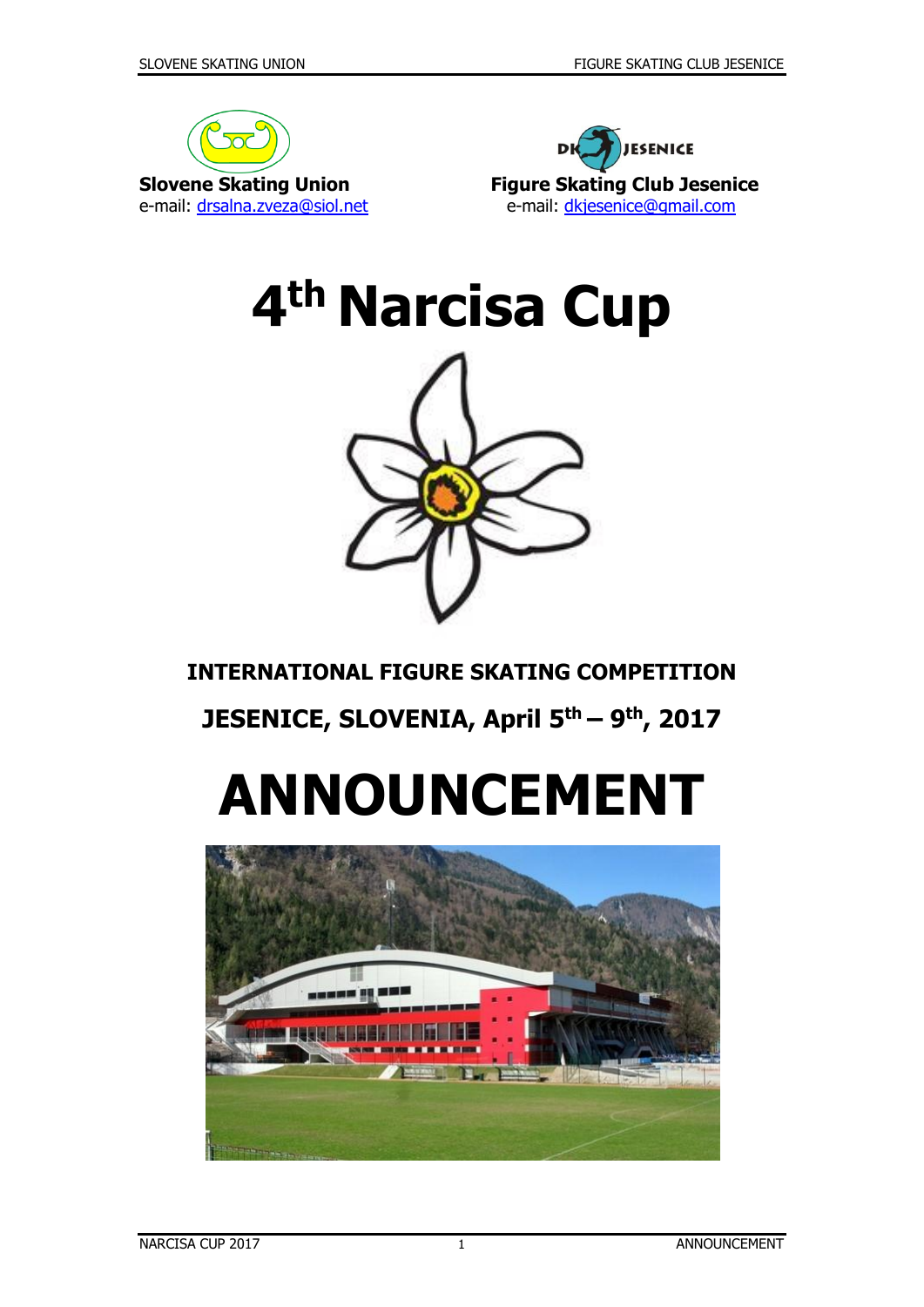**Slovene Skating Union**
e-mail: drsalna.zveza@siol.net

**Figure Skating Club Jesenice**
e-mail: dkjesenice@gmail.com

# 4th Narcisa Cup

**INTERNATIONAL FIGURE SKATING COMPETITION**

**JESENICE, SLOVENIA, April 5th – 9th, 2017**

# ANNOUNCEMENT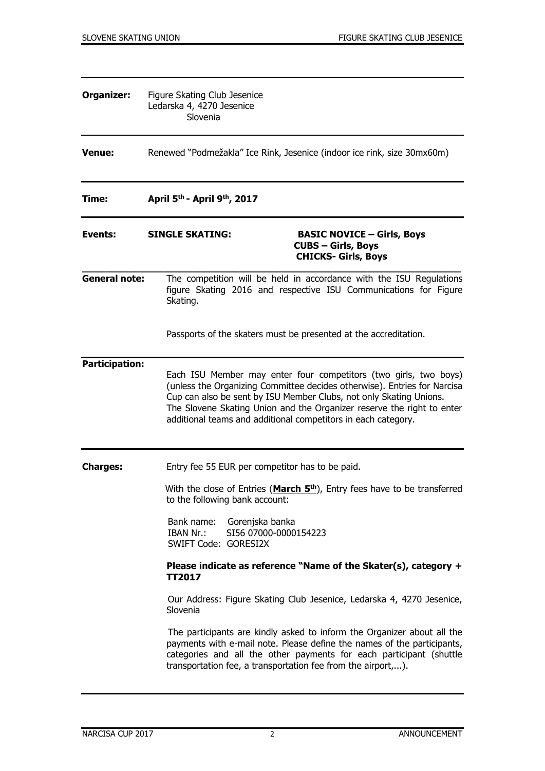**Organizer:** Figure Skating Club Jesenice
Ledarska 4, 4270 Jesenice
Slovenia

**Venue:** Renewed "Podmežakla" Ice Rink, Jesenice (indoor ice rink, size 30mx60m)

**Time:** **April 5th - April 9th, 2017**

**Events:** **SINGLE SKATING:**

**BASIC NOVICE – Girls, Boys**
**CUBS – Girls, Boys**
**CHICKS- Girls, Boys**

**General note:** The competition will be held in accordance with the ISU Regulations figure Skating 2016 and respective ISU Communications for Figure Skating.

Passports of the skaters must be presented at the accreditation.

**Participation:**

Each ISU Member may enter four competitors (two girls, two boys) (unless the Organizing Committee decides otherwise). Entries for Narcisa Cup can also be sent by ISU Member Clubs, not only Skating Unions. The Slovene Skating Union and the Organizer reserve the right to enter additional teams and additional competitors in each category.

**Charges:** Entry fee 55 EUR per competitor has to be paid.

With the close of Entries (**March 5th**), Entry fees have to be transferred to the following bank account:

Bank name: Gorenjska banka
IBAN Nr.: SI56 07000-0000154223
SWIFT Code: GORESI2X

**Please indicate as reference "Name of the Skater(s), category + TT2017**

Our Address: Figure Skating Club Jesenice, Ledarska 4, 4270 Jesenice, Slovenia

The participants are kindly asked to inform the Organizer about all the payments with e-mail note. Please define the names of the participants, categories and all the other payments for each participant (shuttle transportation fee, a transportation fee from the airport,...).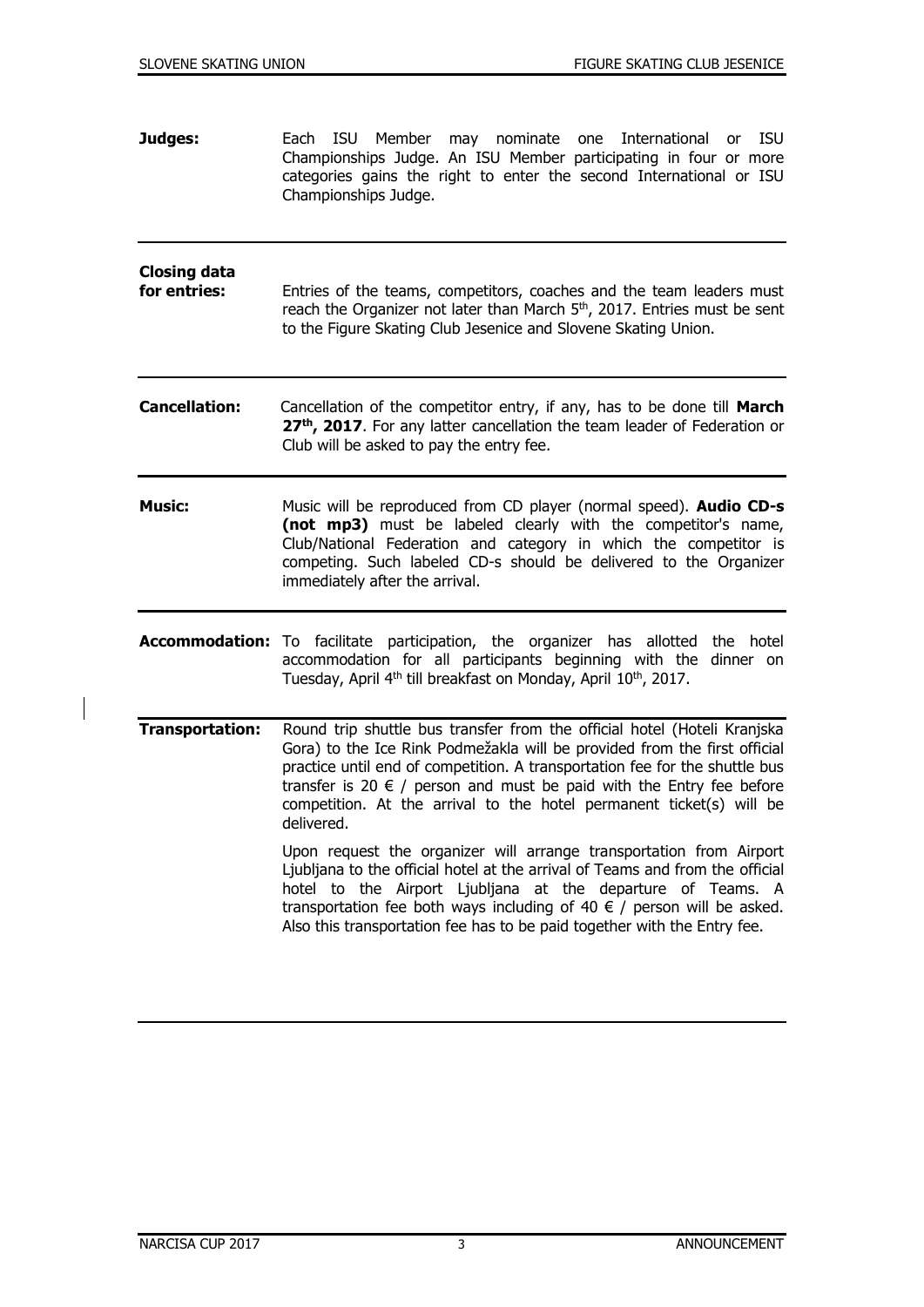**Judges:** Each ISU Member may nominate one International or ISU Championships Judge. An ISU Member participating in four or more categories gains the right to enter the second International or ISU Championships Judge.

---

**Closing data for entries:** Entries of the teams, competitors, coaches and the team leaders must reach the Organizer not later than March 5th, 2017. Entries must be sent to the Figure Skating Club Jesenice and Slovene Skating Union.

---

**Cancellation:** Cancellation of the competitor entry, if any, has to be done till **March 27th, 2017**. For any latter cancellation the team leader of Federation or Club will be asked to pay the entry fee.

---

**Music:** Music will be reproduced from CD player (normal speed). **Audio CD-s (not mp3)** must be labeled clearly with the competitor's name, Club/National Federation and category in which the competitor is competing. Such labeled CD-s should be delivered to the Organizer immediately after the arrival.

---

**Accommodation:** To facilitate participation, the organizer has allotted the hotel accommodation for all participants beginning with the dinner on Tuesday, April 4th till breakfast on Monday, April 10th, 2017.

---

**Transportation:** Round trip shuttle bus transfer from the official hotel (Hoteli Kranjska Gora) to the Ice Rink Podmežakla will be provided from the first official practice until end of competition. A transportation fee for the shuttle bus transfer is 20 € / person and must be paid with the Entry fee before competition. At the arrival to the hotel permanent ticket(s) will be delivered.

Upon request the organizer will arrange transportation from Airport Ljubljana to the official hotel at the arrival of Teams and from the official hotel to the Airport Ljubljana at the departure of Teams. A transportation fee both ways including of 40 € / person will be asked. Also this transportation fee has to be paid together with the Entry fee.

---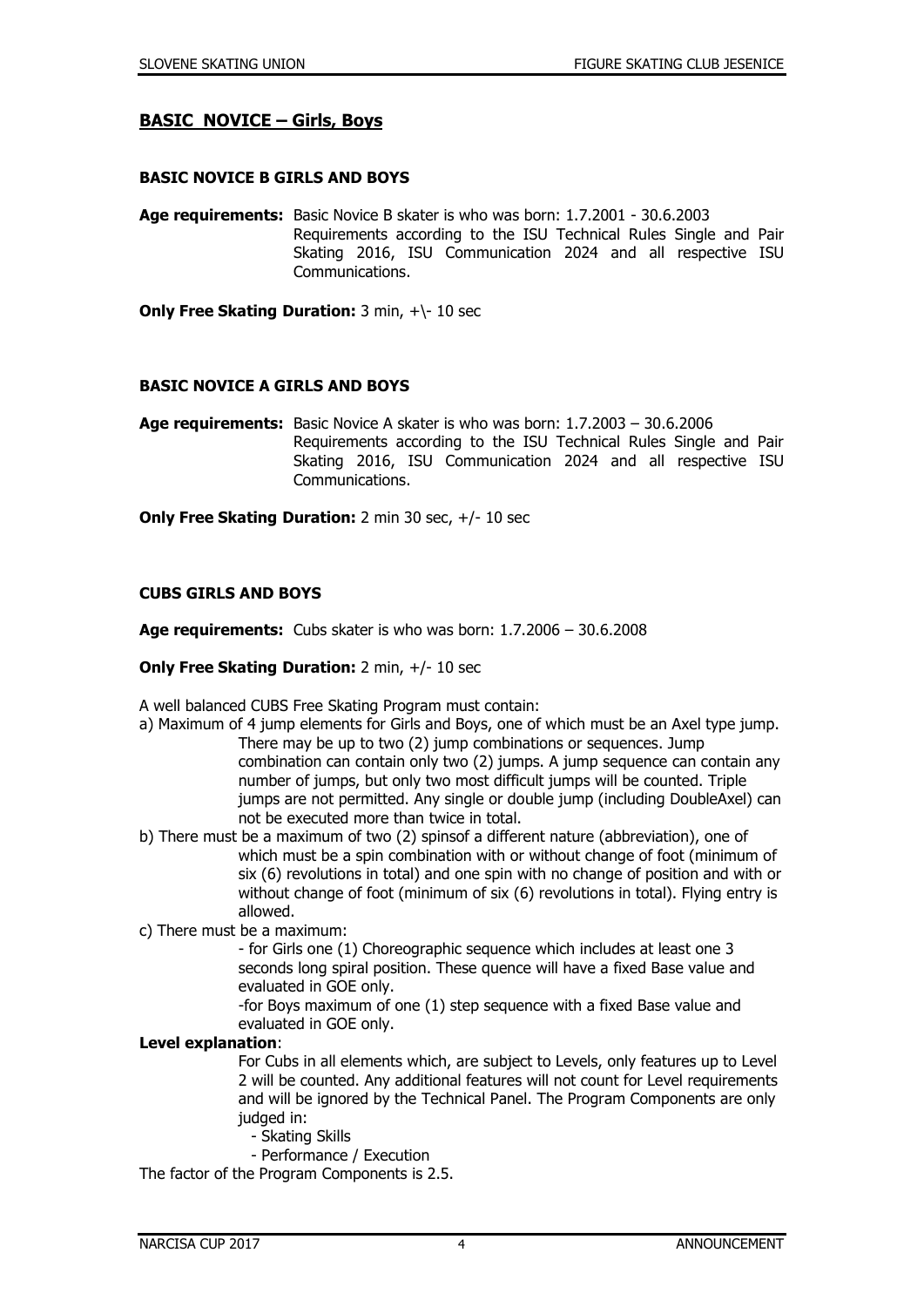## BASIC NOVICE – Girls, Boys

### BASIC NOVICE B GIRLS AND BOYS

**Age requirements:** Basic Novice B skater is who was born: 1.7.2001 - 30.6.2003
Requirements according to the ISU Technical Rules Single and Pair Skating 2016, ISU Communication 2024 and all respective ISU Communications.

**Only Free Skating Duration:** 3 min, +\- 10 sec

### BASIC NOVICE A GIRLS AND BOYS

**Age requirements:** Basic Novice A skater is who was born: 1.7.2003 – 30.6.2006
Requirements according to the ISU Technical Rules Single and Pair Skating 2016, ISU Communication 2024 and all respective ISU Communications.

**Only Free Skating Duration:** 2 min 30 sec, +/- 10 sec

### CUBS GIRLS AND BOYS

**Age requirements:** Cubs skater is who was born: 1.7.2006 – 30.6.2008

**Only Free Skating Duration:** 2 min, +/- 10 sec

A well balanced CUBS Free Skating Program must contain:

a) Maximum of 4 jump elements for Girls and Boys, one of which must be an Axel type jump. There may be up to two (2) jump combinations or sequences. Jump combination can contain only two (2) jumps. A jump sequence can contain any number of jumps, but only two most difficult jumps will be counted. Triple jumps are not permitted. Any single or double jump (including DoubleAxel) can not be executed more than twice in total.

b) There must be a maximum of two (2) spinsof a different nature (abbreviation), one of which must be a spin combination with or without change of foot (minimum of six (6) revolutions in total) and one spin with no change of position and with or without change of foot (minimum of six (6) revolutions in total). Flying entry is allowed.

c) There must be a maximum:
- for Girls one (1) Choreographic sequence which includes at least one 3 seconds long spiral position. These quence will have a fixed Base value and evaluated in GOE only.
-for Boys maximum of one (1) step sequence with a fixed Base value and evaluated in GOE only.

**Level explanation**:
For Cubs in all elements which, are subject to Levels, only features up to Level 2 will be counted. Any additional features will not count for Level requirements and will be ignored by the Technical Panel. The Program Components are only judged in:
- Skating Skills
- Performance / Execution

The factor of the Program Components is 2.5.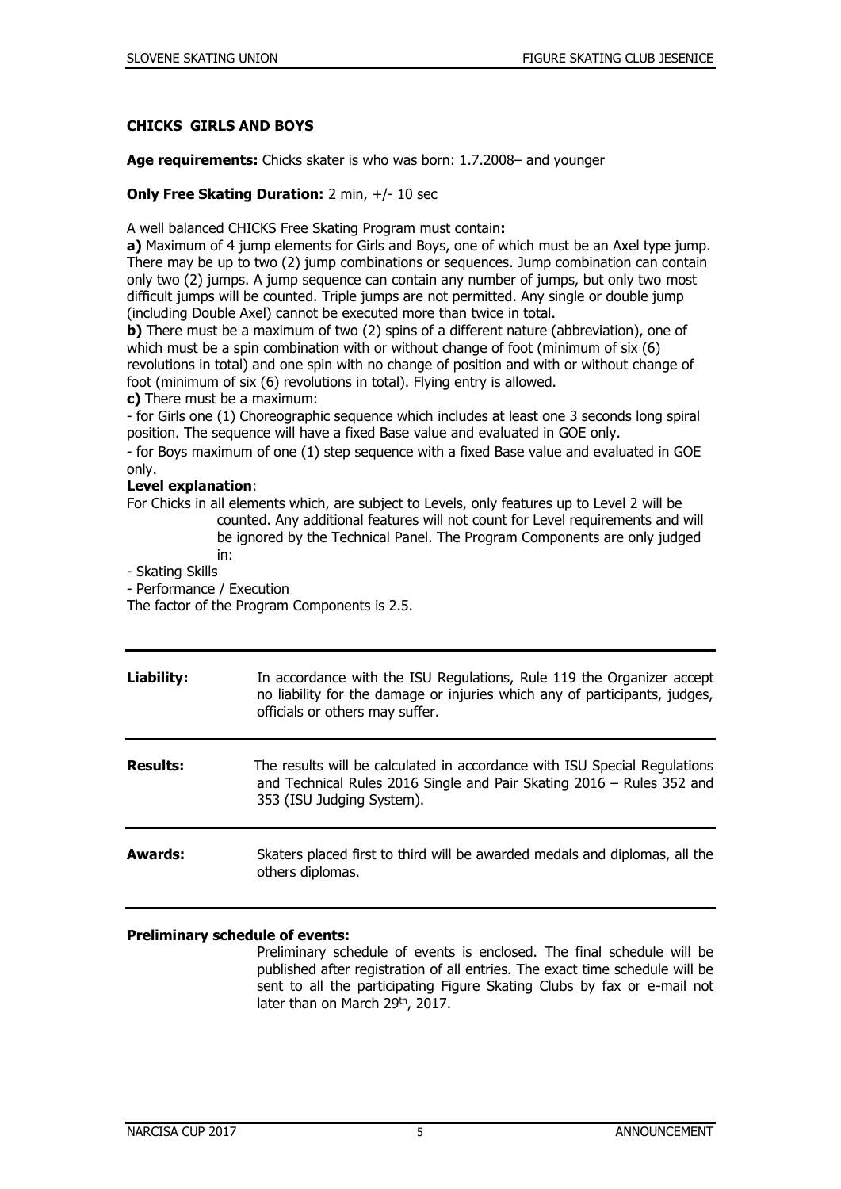### CHICKS GIRLS AND BOYS

**Age requirements:** Chicks skater is who was born: 1.7.2008– and younger

**Only Free Skating Duration:** 2 min, +/- 10 sec

A well balanced CHICKS Free Skating Program must contain**:**

**a)** Maximum of 4 jump elements for Girls and Boys, one of which must be an Axel type jump. There may be up to two (2) jump combinations or sequences. Jump combination can contain only two (2) jumps. A jump sequence can contain any number of jumps, but only two most difficult jumps will be counted. Triple jumps are not permitted. Any single or double jump (including Double Axel) cannot be executed more than twice in total.

**b)** There must be a maximum of two (2) spins of a different nature (abbreviation), one of which must be a spin combination with or without change of foot (minimum of six (6) revolutions in total) and one spin with no change of position and with or without change of foot (minimum of six (6) revolutions in total). Flying entry is allowed.

**c)** There must be a maximum:

- for Girls one (1) Choreographic sequence which includes at least one 3 seconds long spiral position. The sequence will have a fixed Base value and evaluated in GOE only.
- for Boys maximum of one (1) step sequence with a fixed Base value and evaluated in GOE only.

**Level explanation**:

For Chicks in all elements which, are subject to Levels, only features up to Level 2 will be counted. Any additional features will not count for Level requirements and will be ignored by the Technical Panel. The Program Components are only judged in:

- Skating Skills
- Performance / Execution

The factor of the Program Components is 2.5.

| | |
|---|---|
| **Liability:** | In accordance with the ISU Regulations, Rule 119 the Organizer accept no liability for the damage or injuries which any of participants, judges, officials or others may suffer. |
| **Results:** | The results will be calculated in accordance with ISU Special Regulations and Technical Rules 2016 Single and Pair Skating 2016 – Rules 352 and 353 (ISU Judging System). |
| **Awards:** | Skaters placed first to third will be awarded medals and diplomas, all the others diplomas. |

**Preliminary schedule of events:**

Preliminary schedule of events is enclosed. The final schedule will be published after registration of all entries. The exact time schedule will be sent to all the participating Figure Skating Clubs by fax or e-mail not later than on March 29th, 2017.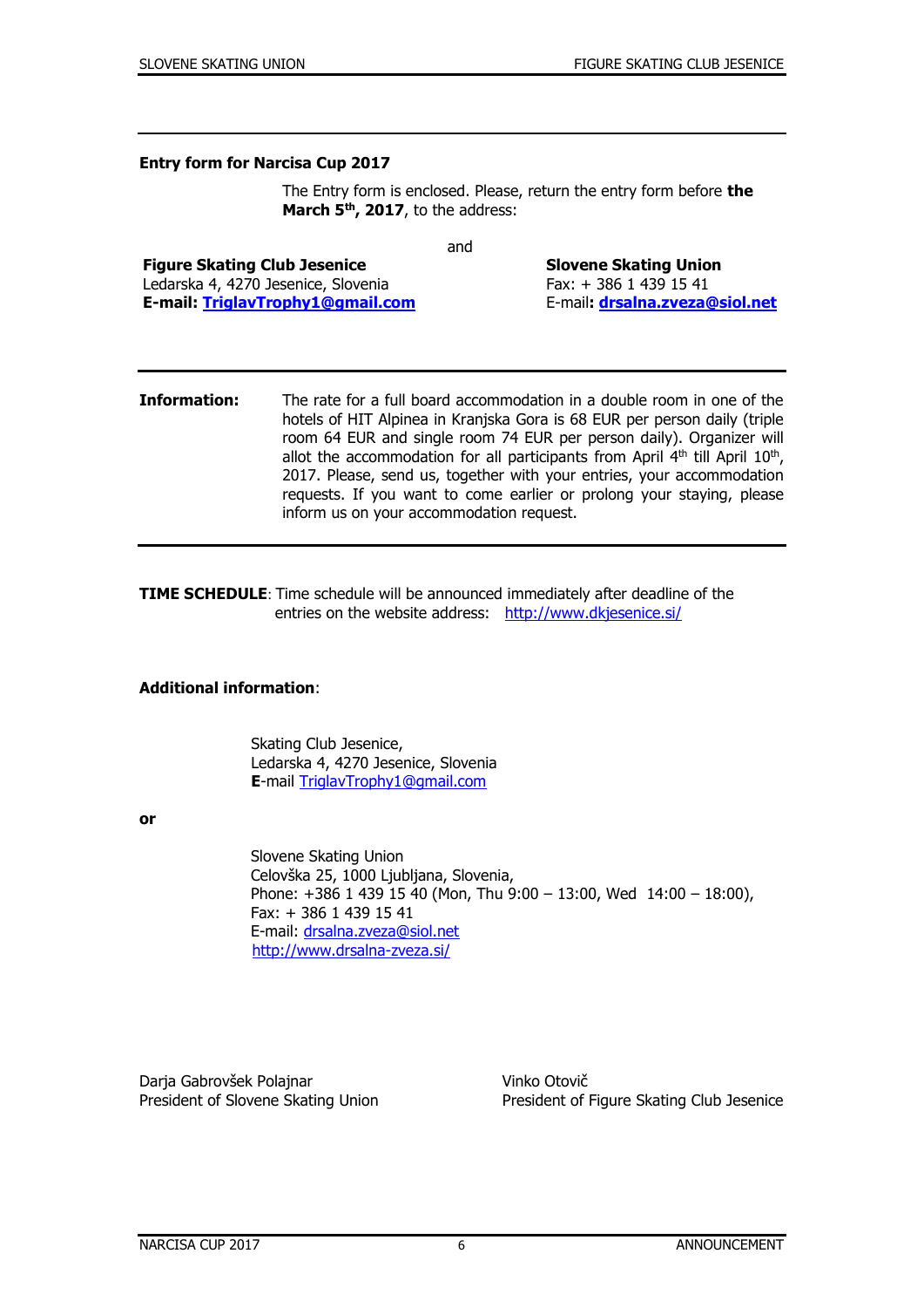**Entry form for Narcisa Cup 2017**

The Entry form is enclosed. Please, return the entry form before **the March 5th, 2017**, to the address:

and

**Figure Skating Club Jesenice**
Ledarska 4, 4270 Jesenice, Slovenia
**E-mail: TriglavTrophy1@gmail.com**

**Slovene Skating Union**
Fax: + 386 1 439 15 41
E-mail**: drsalna.zveza@siol.net**

---

**Information:** The rate for a full board accommodation in a double room in one of the hotels of HIT Alpinea in Kranjska Gora is 68 EUR per person daily (triple room 64 EUR and single room 74 EUR per person daily). Organizer will allot the accommodation for all participants from April 4th till April 10th, 2017. Please, send us, together with your entries, your accommodation requests. If you want to come earlier or prolong your staying, please inform us on your accommodation request.

---

**TIME SCHEDULE**: Time schedule will be announced immediately after deadline of the entries on the website address: http://www.dkjesenice.si/

**Additional information**:

Skating Club Jesenice,
Ledarska 4, 4270 Jesenice, Slovenia
**E**-mail TriglavTrophy1@gmail.com

**or**

Slovene Skating Union
Celovška 25, 1000 Ljubljana, Slovenia,
Phone: +386 1 439 15 40 (Mon, Thu 9:00 – 13:00, Wed 14:00 – 18:00),
Fax: + 386 1 439 15 41
E-mail: drsalna.zveza@siol.net
http://www.drsalna-zveza.si/

Darja Gabrovšek Polajnar
President of Slovene Skating Union

Vinko Otovič
President of Figure Skating Club Jesenice